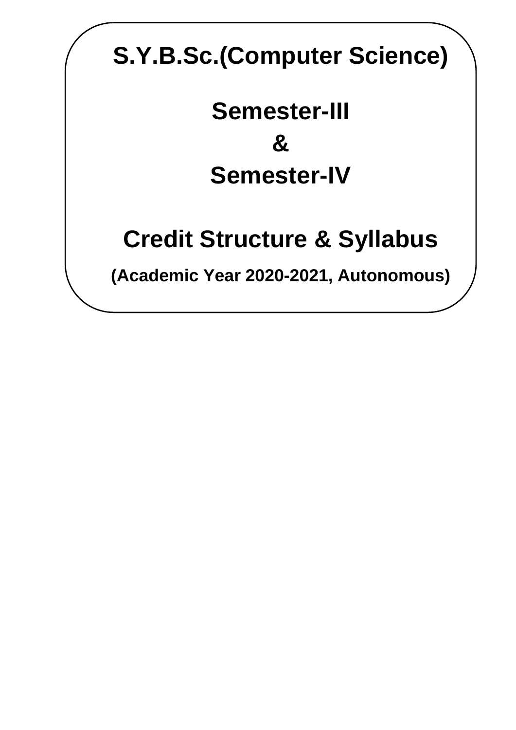# S.Y.B.Sc.(Computer Science)

## Semester-III
## &
## Semester-IV

## Credit Structure & Syllabus

**(Academic Year 2020-2021, Autonomous)**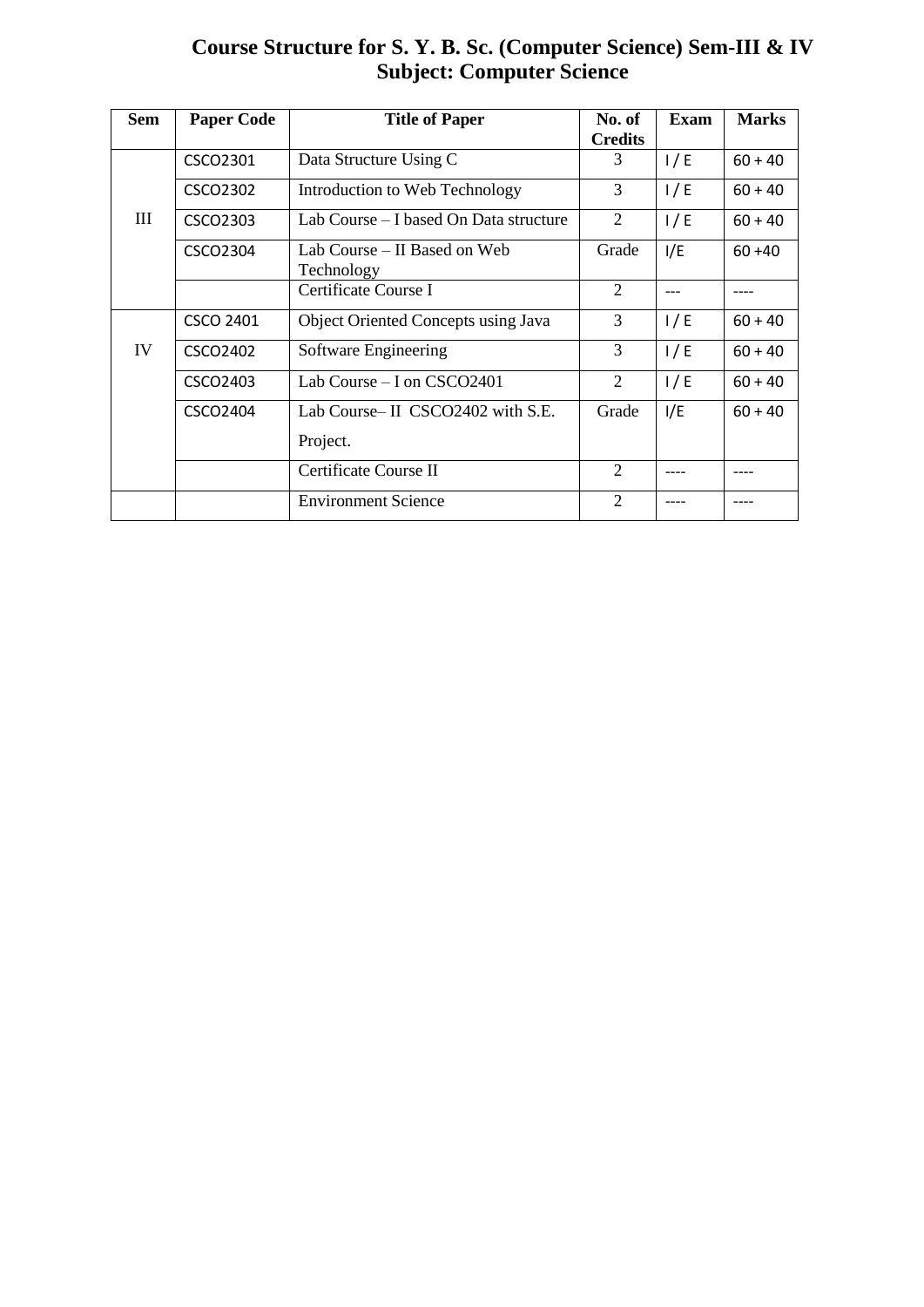# Course Structure for S. Y. B. Sc. (Computer Science) Sem-III & IV
## Subject: Computer Science

| Sem | Paper Code | Title of Paper | No. of Credits | Exam | Marks |
|---|---|---|---|---|---|
| III | CSCO2301 | Data Structure Using C | 3 | I / E | 60 + 40 |
| | CSCO2302 | Introduction to Web Technology | 3 | I / E | 60 + 40 |
| | CSCO2303 | Lab Course – I based On Data structure | 2 | I / E | 60 + 40 |
| | CSCO2304 | Lab Course – II Based on Web Technology | Grade | I/E | 60 +40 |
| | | Certificate Course I | 2 | --- | ---- |
| IV | CSCO 2401 | Object Oriented Concepts using Java | 3 | I / E | 60 + 40 |
| | CSCO2402 | Software Engineering | 3 | I / E | 60 + 40 |
| | CSCO2403 | Lab Course – I on CSCO2401 | 2 | I / E | 60 + 40 |
| | CSCO2404 | Lab Course– II CSCO2402 with S.E. Project. | Grade | I/E | 60 + 40 |
| | | Certificate Course II | 2 | ---- | ---- |
| | | Environment Science | 2 | ---- | ---- |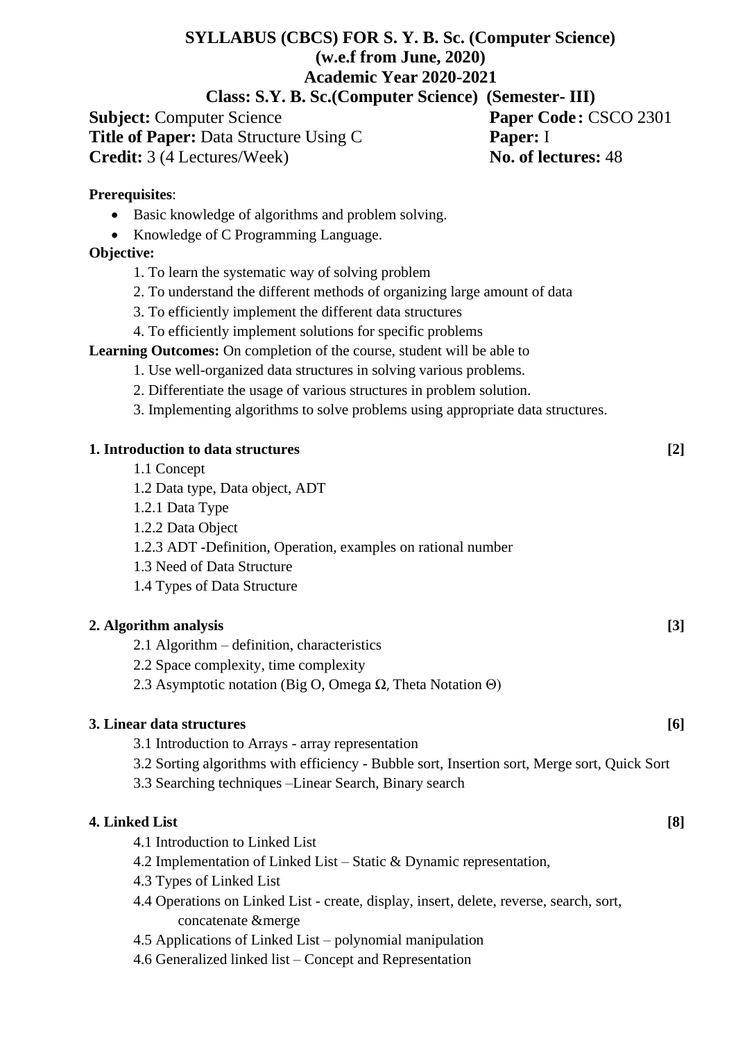**SYLLABUS (CBCS) FOR S. Y. B. Sc. (Computer Science)**
**(w.e.f from June, 2020)**
**Academic Year 2020-2021**
**Class: S.Y. B. Sc.(Computer Science) (Semester- III)**

**Subject:** Computer Science **Paper Code:** CSCO 2301
**Title of Paper:** Data Structure Using C **Paper:** I
**Credit:** 3 (4 Lectures/Week) **No. of lectures:** 48

**Prerequisites**:

- Basic knowledge of algorithms and problem solving.
- Knowledge of C Programming Language.

**Objective:**

1. To learn the systematic way of solving problem
2. To understand the different methods of organizing large amount of data
3. To efficiently implement the different data structures
4. To efficiently implement solutions for specific problems

**Learning Outcomes:** On completion of the course, student will be able to

1. Use well-organized data structures in solving various problems.
2. Differentiate the usage of various structures in problem solution.
3. Implementing algorithms to solve problems using appropriate data structures.

**1. Introduction to data structures [2]**

1.1 Concept
1.2 Data type, Data object, ADT
1.2.1 Data Type
1.2.2 Data Object
1.2.3 ADT -Definition, Operation, examples on rational number
1.3 Need of Data Structure
1.4 Types of Data Structure

**2. Algorithm analysis [3]**

2.1 Algorithm – definition, characteristics
2.2 Space complexity, time complexity
2.3 Asymptotic notation (Big O, Omega $\Omega$, Theta Notation $\Theta$)

**3. Linear data structures [6]**

3.1 Introduction to Arrays - array representation
3.2 Sorting algorithms with efficiency - Bubble sort, Insertion sort, Merge sort, Quick Sort
3.3 Searching techniques –Linear Search, Binary search

**4. Linked List [8]**

4.1 Introduction to Linked List
4.2 Implementation of Linked List – Static & Dynamic representation,
4.3 Types of Linked List
4.4 Operations on Linked List - create, display, insert, delete, reverse, search, sort, concatenate &merge
4.5 Applications of Linked List – polynomial manipulation
4.6 Generalized linked list – Concept and Representation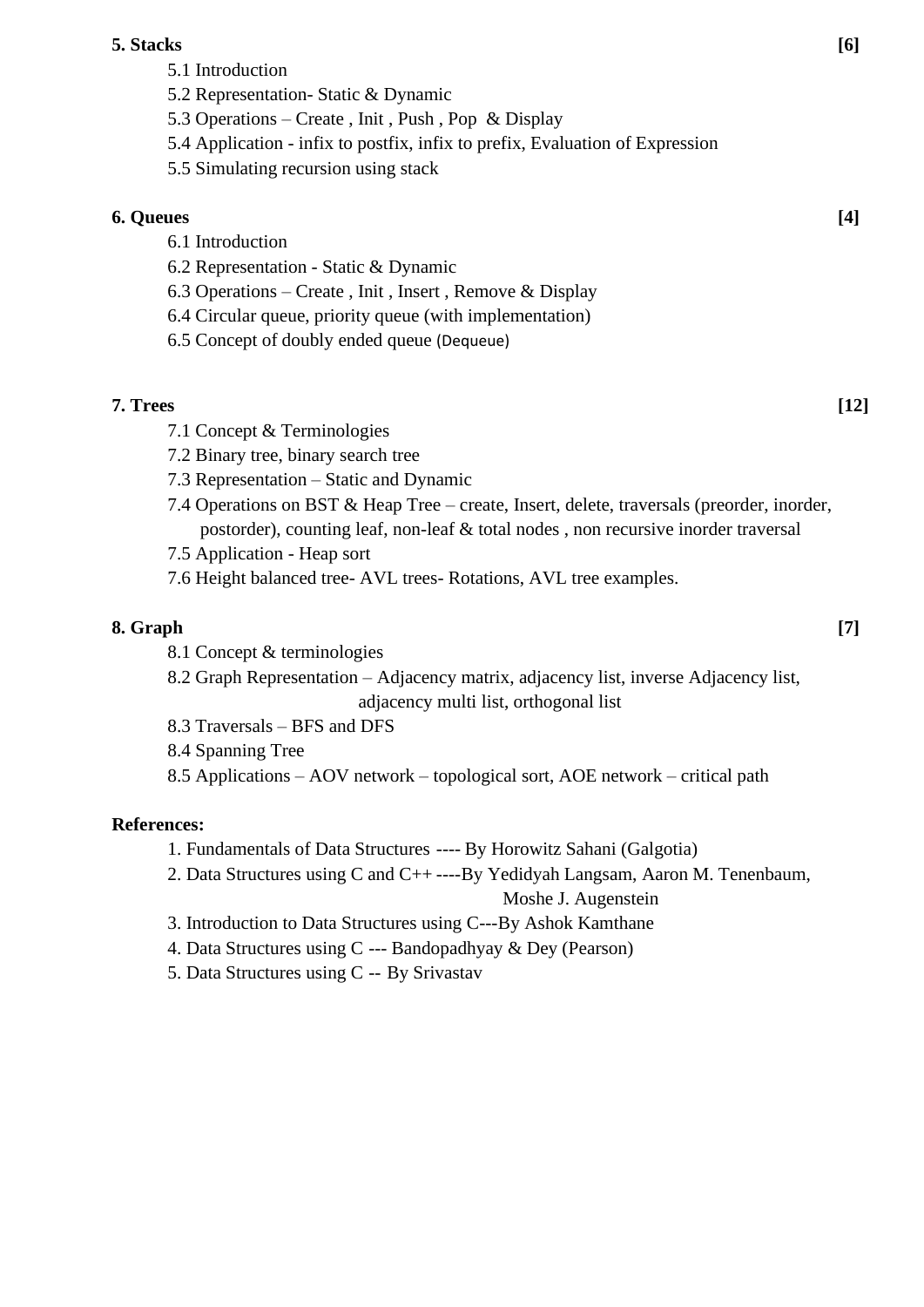**5. Stacks** **[6]**

5.1 Introduction
5.2 Representation- Static & Dynamic
5.3 Operations – Create , Init , Push , Pop & Display
5.4 Application - infix to postfix, infix to prefix, Evaluation of Expression
5.5 Simulating recursion using stack

**6. Queues** **[4]**

6.1 Introduction
6.2 Representation - Static & Dynamic
6.3 Operations – Create , Init , Insert , Remove & Display
6.4 Circular queue, priority queue (with implementation)
6.5 Concept of doubly ended queue (Dequeue)

**7. Trees** **[12]**

7.1 Concept & Terminologies
7.2 Binary tree, binary search tree
7.3 Representation – Static and Dynamic
7.4 Operations on BST & Heap Tree – create, Insert, delete, traversals (preorder, inorder, postorder), counting leaf, non-leaf & total nodes , non recursive inorder traversal
7.5 Application - Heap sort
7.6 Height balanced tree- AVL trees- Rotations, AVL tree examples.

**8. Graph** **[7]**

8.1 Concept & terminologies
8.2 Graph Representation – Adjacency matrix, adjacency list, inverse Adjacency list, adjacency multi list, orthogonal list
8.3 Traversals – BFS and DFS
8.4 Spanning Tree
8.5 Applications – AOV network – topological sort, AOE network – critical path

**References:**

1. Fundamentals of Data Structures ---- By Horowitz Sahani (Galgotia)
2. Data Structures using C and C++ ----By Yedidyah Langsam, Aaron M. Tenenbaum, Moshe J. Augenstein
3. Introduction to Data Structures using C---By Ashok Kamthane
4. Data Structures using C --- Bandopadhyay & Dey (Pearson)
5. Data Structures using C -- By Srivastav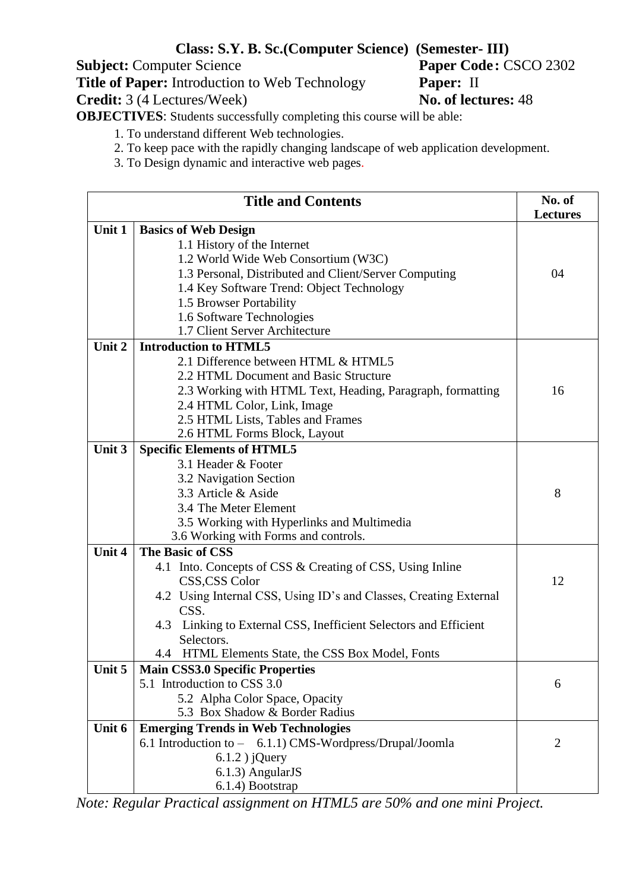**Class: S.Y. B. Sc.(Computer Science) (Semester- III)**

**Subject:** Computer Science **Paper Code:** CSCO 2302

**Title of Paper:** Introduction to Web Technology **Paper:** II

**Credit:** 3 (4 Lectures/Week) **No. of lectures:** 48

**OBJECTIVES**: Students successfully completing this course will be able:

1. To understand different Web technologies.
2. To keep pace with the rapidly changing landscape of web application development.
3. To Design dynamic and interactive web pages.

| | Title and Contents | No. of Lectures |
|---|---|---|
| Unit 1 | **Basics of Web Design**<br>1.1 History of the Internet<br>1.2 World Wide Web Consortium (W3C)<br>1.3 Personal, Distributed and Client/Server Computing<br>1.4 Key Software Trend: Object Technology<br>1.5 Browser Portability<br>1.6 Software Technologies<br>1.7 Client Server Architecture | 04 |
| Unit 2 | **Introduction to HTML5**<br>2.1 Difference between HTML & HTML5<br>2.2 HTML Document and Basic Structure<br>2.3 Working with HTML Text, Heading, Paragraph, formatting<br>2.4 HTML Color, Link, Image<br>2.5 HTML Lists, Tables and Frames<br>2.6 HTML Forms Block, Layout | 16 |
| Unit 3 | **Specific Elements of HTML5**<br>3.1 Header & Footer<br>3.2 Navigation Section<br>3.3 Article & Aside<br>3.4 The Meter Element<br>3.5 Working with Hyperlinks and Multimedia<br>3.6 Working with Forms and controls. | 8 |
| Unit 4 | **The Basic of CSS**<br>4.1 Into. Concepts of CSS & Creating of CSS, Using Inline CSS,CSS Color<br>4.2 Using Internal CSS, Using ID's and Classes, Creating External CSS.<br>4.3 Linking to External CSS, Inefficient Selectors and Efficient Selectors.<br>4.4 HTML Elements State, the CSS Box Model, Fonts | 12 |
| Unit 5 | **Main CSS3.0 Specific Properties**<br>5.1 Introduction to CSS 3.0<br>5.2 Alpha Color Space, Opacity<br>5.3 Box Shadow & Border Radius | 6 |
| Unit 6 | **Emerging Trends in Web Technologies**<br>6.1 Introduction to – 6.1.1) CMS-Wordpress/Drupal/Joomla<br>6.1.2 ) jQuery<br>6.1.3) AngularJS<br>6.1.4) Bootstrap | 2 |

*Note: Regular Practical assignment on HTML5 are 50% and one mini Project.*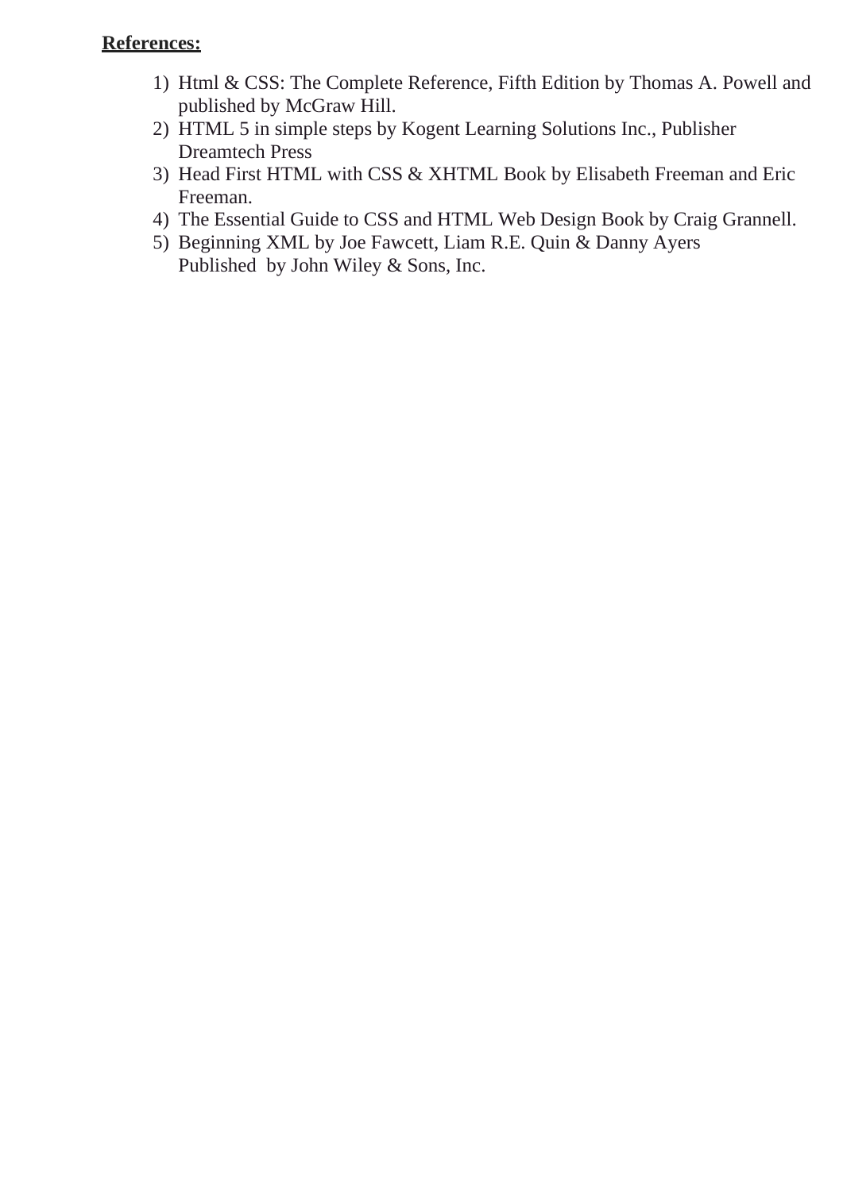**References:**

1) Html & CSS: The Complete Reference, Fifth Edition by Thomas A. Powell and published by McGraw Hill.
2) HTML 5 in simple steps by Kogent Learning Solutions Inc., Publisher Dreamtech Press
3) Head First HTML with CSS & XHTML Book by Elisabeth Freeman and Eric Freeman.
4) The Essential Guide to CSS and HTML Web Design Book by Craig Grannell.
5) Beginning XML by Joe Fawcett, Liam R.E. Quin & Danny Ayers Published by John Wiley & Sons, Inc.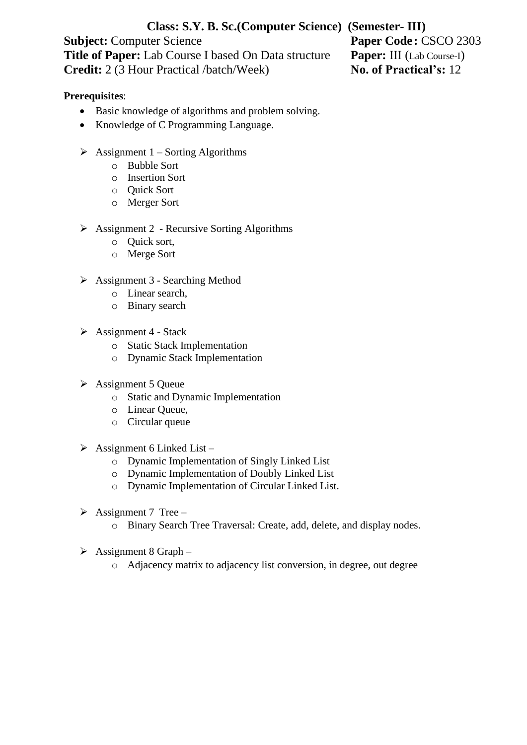**Class: S.Y. B. Sc.(Computer Science) (Semester- III)**

**Subject:** Computer Science **Paper Code:** CSCO 2303

**Title of Paper:** Lab Course I based On Data structure **Paper:** III (Lab Course-I)

**Credit:** 2 (3 Hour Practical /batch/Week) **No. of Practical's:** 12

**Prerequisites**:

- Basic knowledge of algorithms and problem solving.
- Knowledge of C Programming Language.

- Assignment 1 – Sorting Algorithms
  - Bubble Sort
  - Insertion Sort
  - Quick Sort
  - Merger Sort

- Assignment 2 - Recursive Sorting Algorithms
  - Quick sort,
  - Merge Sort

- Assignment 3 - Searching Method
  - Linear search,
  - Binary search

- Assignment 4 - Stack
  - Static Stack Implementation
  - Dynamic Stack Implementation

- Assignment 5 Queue
  - Static and Dynamic Implementation
  - Linear Queue,
  - Circular queue

- Assignment 6 Linked List –
  - Dynamic Implementation of Singly Linked List
  - Dynamic Implementation of Doubly Linked List
  - Dynamic Implementation of Circular Linked List.

- Assignment 7 Tree –
  - Binary Search Tree Traversal: Create, add, delete, and display nodes.

- Assignment 8 Graph –
  - Adjacency matrix to adjacency list conversion, in degree, out degree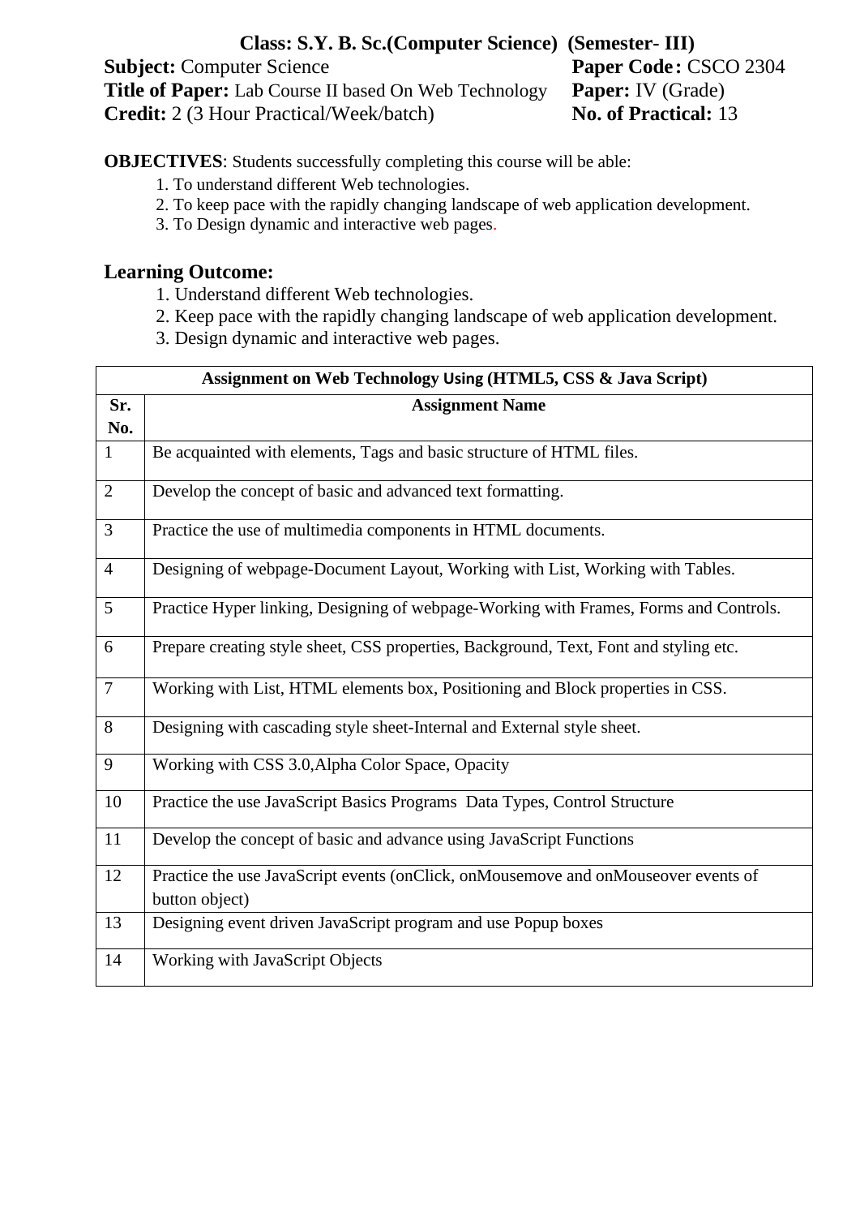**Class: S.Y. B. Sc.(Computer Science) (Semester- III)**

**Subject:** Computer Science **Paper Code:** CSCO 2304

**Title of Paper:** Lab Course II based On Web Technology **Paper:** IV (Grade)

**Credit:** 2 (3 Hour Practical/Week/batch) **No. of Practical:** 13

**OBJECTIVES**: Students successfully completing this course will be able:

1. To understand different Web technologies.
2. To keep pace with the rapidly changing landscape of web application development.
3. To Design dynamic and interactive web pages.

## Learning Outcome:

1. Understand different Web technologies.
2. Keep pace with the rapidly changing landscape of web application development.
3. Design dynamic and interactive web pages.

| **Assignment on Web Technology Using (HTML5, CSS & Java Script)** | |
|---|---|
| **Sr. No.** | **Assignment Name** |
| 1 | Be acquainted with elements, Tags and basic structure of HTML files. |
| 2 | Develop the concept of basic and advanced text formatting. |
| 3 | Practice the use of multimedia components in HTML documents. |
| 4 | Designing of webpage-Document Layout, Working with List, Working with Tables. |
| 5 | Practice Hyper linking, Designing of webpage-Working with Frames, Forms and Controls. |
| 6 | Prepare creating style sheet, CSS properties, Background, Text, Font and styling etc. |
| 7 | Working with List, HTML elements box, Positioning and Block properties in CSS. |
| 8 | Designing with cascading style sheet-Internal and External style sheet. |
| 9 | Working with CSS 3.0,Alpha Color Space, Opacity |
| 10 | Practice the use JavaScript Basics Programs Data Types, Control Structure |
| 11 | Develop the concept of basic and advance using JavaScript Functions |
| 12 | Practice the use JavaScript events (onClick, onMousemove and onMouseover events of button object) |
| 13 | Designing event driven JavaScript program and use Popup boxes |
| 14 | Working with JavaScript Objects |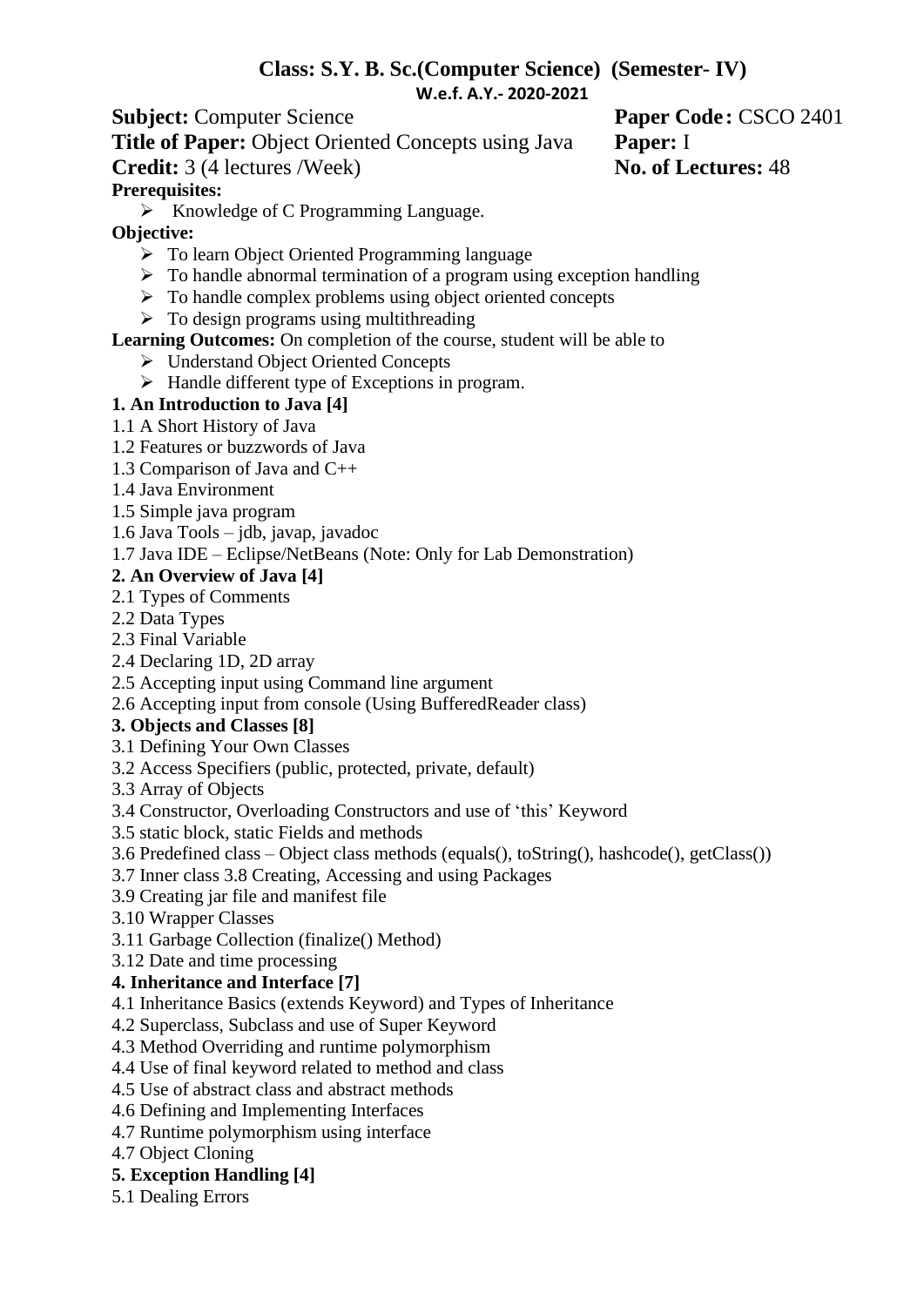## Class: S.Y. B. Sc.(Computer Science) (Semester- IV)

**W.e.f. A.Y.- 2020-2021**

**Subject:** Computer Science **Paper Code :** CSCO 2401

**Title of Paper:** Object Oriented Concepts using Java **Paper:** I

**Credit:** 3 (4 lectures /Week) **No. of Lectures:** 48

**Prerequisites:**

- Knowledge of C Programming Language.

**Objective:**

- To learn Object Oriented Programming language
- To handle abnormal termination of a program using exception handling
- To handle complex problems using object oriented concepts
- To design programs using multithreading

**Learning Outcomes:** On completion of the course, student will be able to

- Understand Object Oriented Concepts
- Handle different type of Exceptions in program.

**1. An Introduction to Java [4]**

1.1 A Short History of Java
1.2 Features or buzzwords of Java
1.3 Comparison of Java and C++
1.4 Java Environment
1.5 Simple java program
1.6 Java Tools – jdb, javap, javadoc
1.7 Java IDE – Eclipse/NetBeans (Note: Only for Lab Demonstration)

**2. An Overview of Java [4]**

2.1 Types of Comments
2.2 Data Types
2.3 Final Variable
2.4 Declaring 1D, 2D array
2.5 Accepting input using Command line argument
2.6 Accepting input from console (Using BufferedReader class)

**3. Objects and Classes [8]**

3.1 Defining Your Own Classes
3.2 Access Specifiers (public, protected, private, default)
3.3 Array of Objects
3.4 Constructor, Overloading Constructors and use of 'this' Keyword
3.5 static block, static Fields and methods
3.6 Predefined class – Object class methods (equals(), toString(), hashcode(), getClass())
3.7 Inner class 3.8 Creating, Accessing and using Packages
3.9 Creating jar file and manifest file
3.10 Wrapper Classes
3.11 Garbage Collection (finalize() Method)
3.12 Date and time processing

**4. Inheritance and Interface [7]**

4.1 Inheritance Basics (extends Keyword) and Types of Inheritance
4.2 Superclass, Subclass and use of Super Keyword
4.3 Method Overriding and runtime polymorphism
4.4 Use of final keyword related to method and class
4.5 Use of abstract class and abstract methods
4.6 Defining and Implementing Interfaces
4.7 Runtime polymorphism using interface
4.7 Object Cloning

**5. Exception Handling [4]**

5.1 Dealing Errors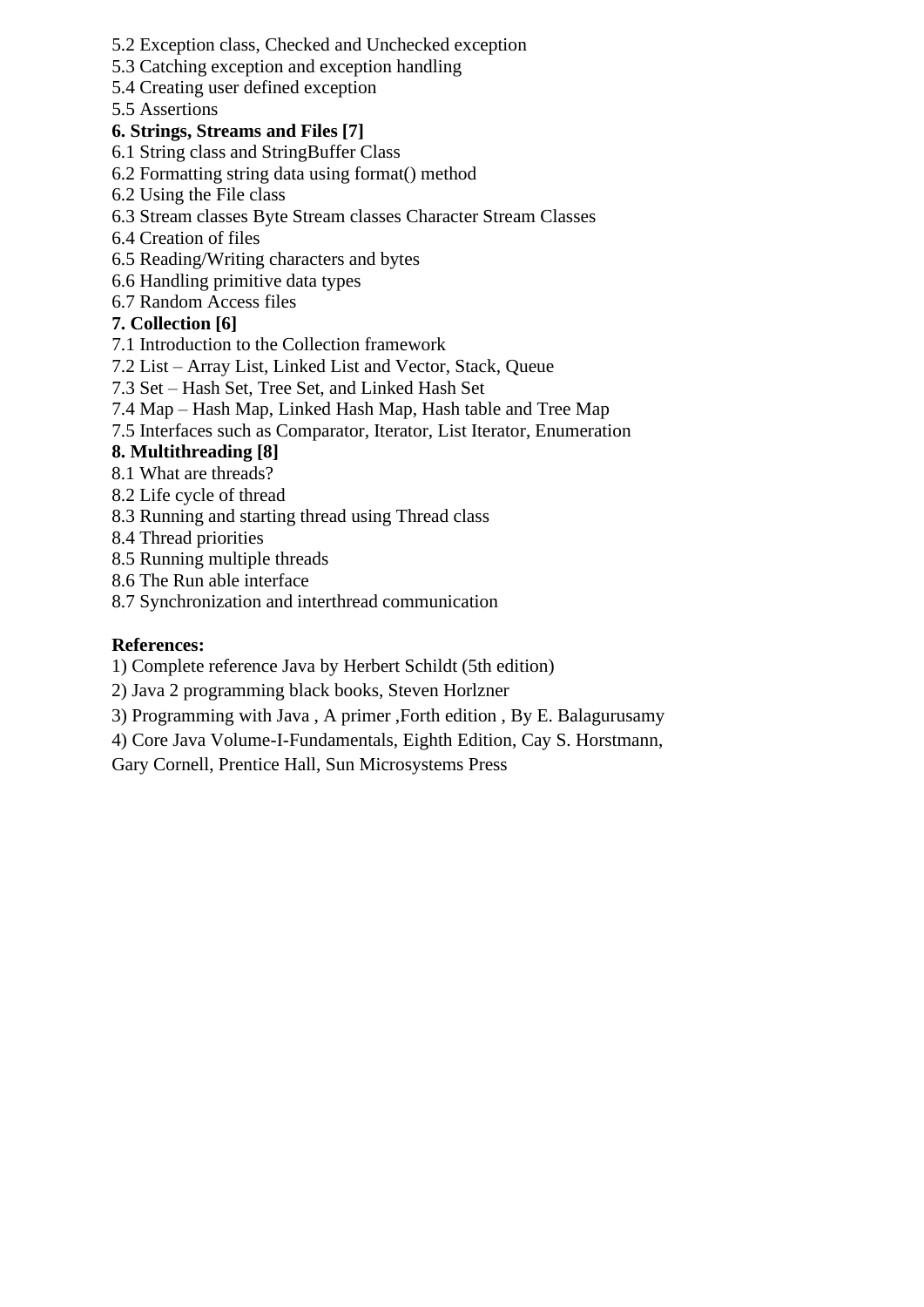5.2 Exception class, Checked and Unchecked exception
5.3 Catching exception and exception handling
5.4 Creating user defined exception
5.5 Assertions

**6. Strings, Streams and Files [7]**

6.1 String class and StringBuffer Class
6.2 Formatting string data using format() method
6.2 Using the File class
6.3 Stream classes Byte Stream classes Character Stream Classes
6.4 Creation of files
6.5 Reading/Writing characters and bytes
6.6 Handling primitive data types
6.7 Random Access files

**7. Collection [6]**

7.1 Introduction to the Collection framework
7.2 List – Array List, Linked List and Vector, Stack, Queue
7.3 Set – Hash Set, Tree Set, and Linked Hash Set
7.4 Map – Hash Map, Linked Hash Map, Hash table and Tree Map
7.5 Interfaces such as Comparator, Iterator, List Iterator, Enumeration

**8. Multithreading [8]**

8.1 What are threads?
8.2 Life cycle of thread
8.3 Running and starting thread using Thread class
8.4 Thread priorities
8.5 Running multiple threads
8.6 The Run able interface
8.7 Synchronization and interthread communication

**References:**

1) Complete reference Java by Herbert Schildt (5th edition)
2) Java 2 programming black books, Steven Horlzner
3) Programming with Java , A primer ,Forth edition , By E. Balagurusamy
4) Core Java Volume-I-Fundamentals, Eighth Edition, Cay S. Horstmann, Gary Cornell, Prentice Hall, Sun Microsystems Press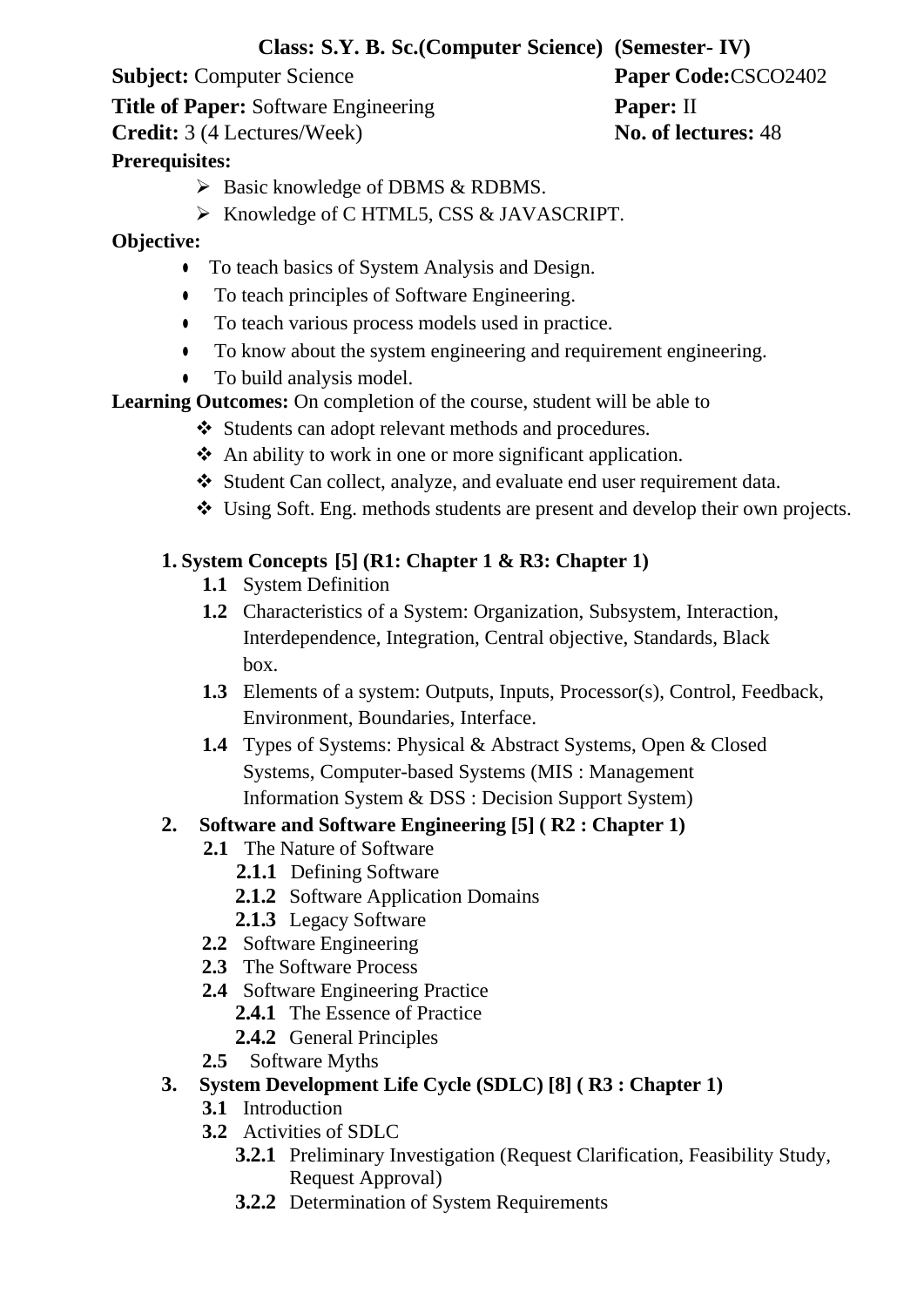**Class: S.Y. B. Sc.(Computer Science) (Semester- IV)**

**Subject:** Computer Science **Paper Code:**CSCO2402

**Title of Paper:** Software Engineering **Paper:** II

**Credit:** 3 (4 Lectures/Week) **No. of lectures:** 48

**Prerequisites:**

- Basic knowledge of DBMS & RDBMS.
- Knowledge of C HTML5, CSS & JAVASCRIPT.

**Objective:**

- To teach basics of System Analysis and Design.
- To teach principles of Software Engineering.
- To teach various process models used in practice.
- To know about the system engineering and requirement engineering.
- To build analysis model.

**Learning Outcomes:** On completion of the course, student will be able to

- Students can adopt relevant methods and procedures.
- An ability to work in one or more significant application.
- Student Can collect, analyze, and evaluate end user requirement data.
- Using Soft. Eng. methods students are present and develop their own projects.

**1. System Concepts [5] (R1: Chapter 1 & R3: Chapter 1)**

- **1.1** System Definition
- **1.2** Characteristics of a System: Organization, Subsystem, Interaction, Interdependence, Integration, Central objective, Standards, Black box.
- **1.3** Elements of a system: Outputs, Inputs, Processor(s), Control, Feedback, Environment, Boundaries, Interface.
- **1.4** Types of Systems: Physical & Abstract Systems, Open & Closed Systems, Computer-based Systems (MIS : Management Information System & DSS : Decision Support System)

**2. Software and Software Engineering [5] ( R2 : Chapter 1)**

- **2.1** The Nature of Software
  - **2.1.1** Defining Software
  - **2.1.2** Software Application Domains
  - **2.1.3** Legacy Software
- **2.2** Software Engineering
- **2.3** The Software Process
- **2.4** Software Engineering Practice
  - **2.4.1** The Essence of Practice
  - **2.4.2** General Principles
- **2.5** Software Myths

**3. System Development Life Cycle (SDLC) [8] ( R3 : Chapter 1)**

- **3.1** Introduction
- **3.2** Activities of SDLC
  - **3.2.1** Preliminary Investigation (Request Clarification, Feasibility Study, Request Approval)
  - **3.2.2** Determination of System Requirements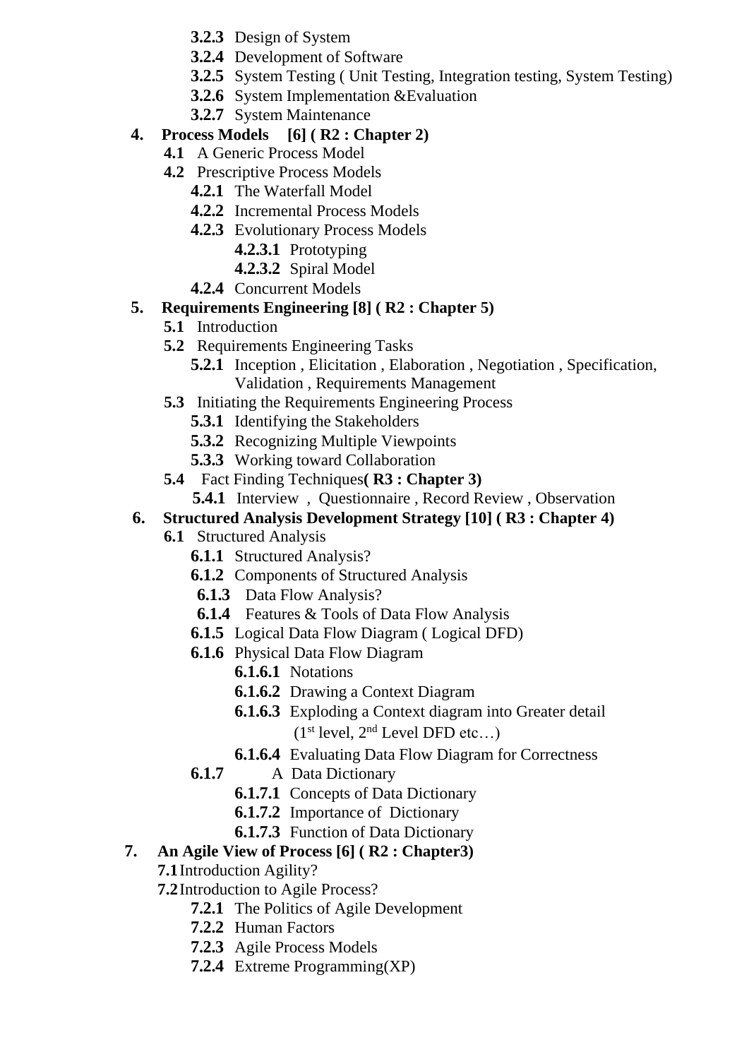- **3.2.3** Design of System
- **3.2.4** Development of Software
- **3.2.5** System Testing ( Unit Testing, Integration testing, System Testing)
- **3.2.6** System Implementation &Evaluation
- **3.2.7** System Maintenance

**4. Process Models [6] ( R2 : Chapter 2)**

- **4.1** A Generic Process Model
- **4.2** Prescriptive Process Models
  - **4.2.1** The Waterfall Model
  - **4.2.2** Incremental Process Models
  - **4.2.3** Evolutionary Process Models
    - **4.2.3.1** Prototyping
    - **4.2.3.2** Spiral Model
  - **4.2.4** Concurrent Models

**5. Requirements Engineering [8] ( R2 : Chapter 5)**

- **5.1** Introduction
- **5.2** Requirements Engineering Tasks
  - **5.2.1** Inception , Elicitation , Elaboration , Negotiation , Specification, Validation , Requirements Management
- **5.3** Initiating the Requirements Engineering Process
  - **5.3.1** Identifying the Stakeholders
  - **5.3.2** Recognizing Multiple Viewpoints
  - **5.3.3** Working toward Collaboration
- **5.4** Fact Finding Techniques**( R3 : Chapter 3)**
  - **5.4.1** Interview , Questionnaire , Record Review , Observation

**6. Structured Analysis Development Strategy [10] ( R3 : Chapter 4)**

- **6.1** Structured Analysis
  - **6.1.1** Structured Analysis?
  - **6.1.2** Components of Structured Analysis
  - **6.1.3** Data Flow Analysis?
  - **6.1.4** Features & Tools of Data Flow Analysis
  - **6.1.5** Logical Data Flow Diagram ( Logical DFD)
  - **6.1.6** Physical Data Flow Diagram
    - **6.1.6.1** Notations
    - **6.1.6.2** Drawing a Context Diagram
    - **6.1.6.3** Exploding a Context diagram into Greater detail (1st level, 2nd Level DFD etc…)
    - **6.1.6.4** Evaluating Data Flow Diagram for Correctness
  - **6.1.7** A Data Dictionary
    - **6.1.7.1** Concepts of Data Dictionary
    - **6.1.7.2** Importance of Dictionary
    - **6.1.7.3** Function of Data Dictionary

**7. An Agile View of Process [6] ( R2 : Chapter3)**

- **7.1** Introduction Agility?
- **7.2** Introduction to Agile Process?
  - **7.2.1** The Politics of Agile Development
  - **7.2.2** Human Factors
  - **7.2.3** Agile Process Models
  - **7.2.4** Extreme Programming(XP)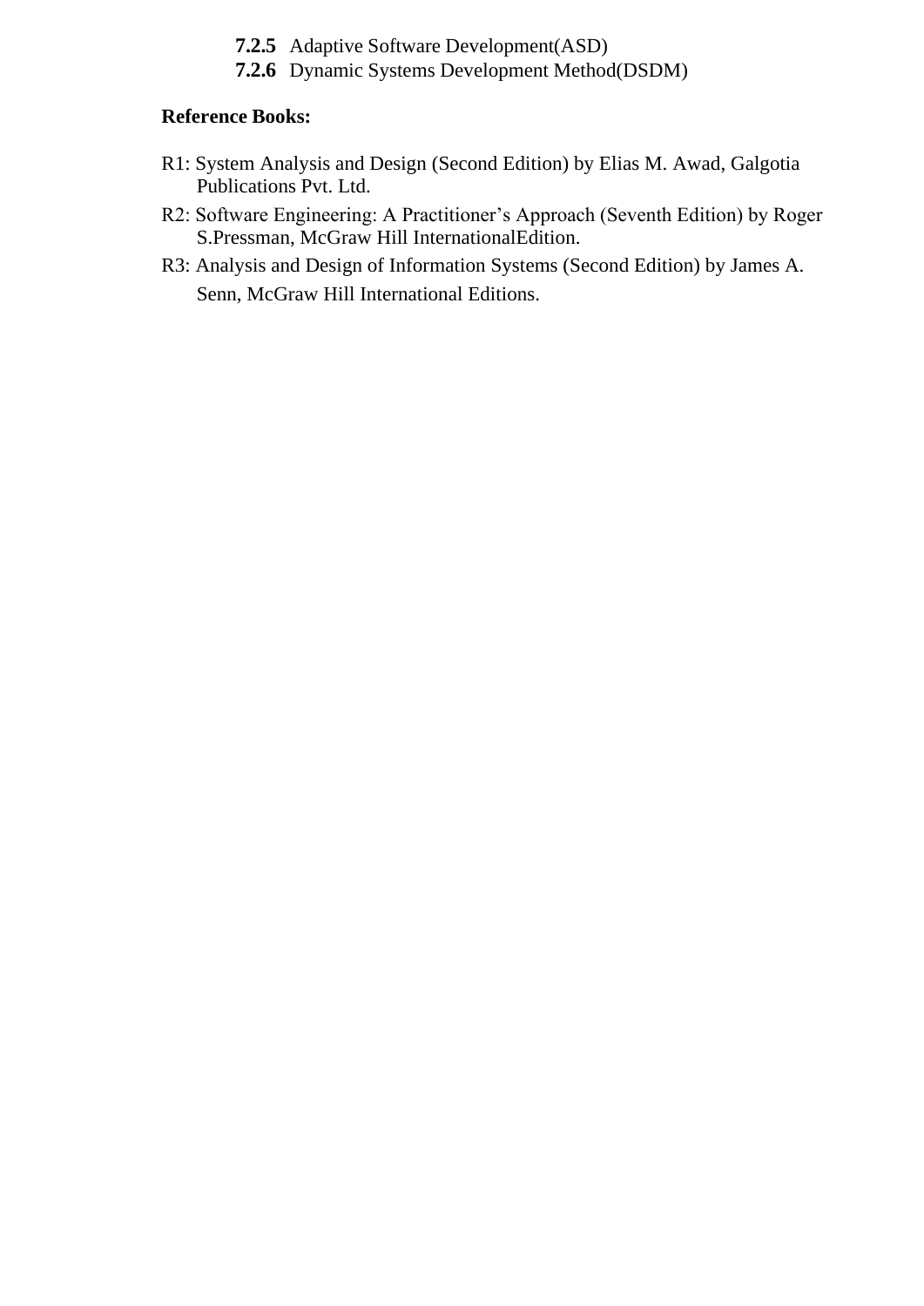**7.2.5** Adaptive Software Development(ASD)

**7.2.6** Dynamic Systems Development Method(DSDM)

**Reference Books:**

R1: System Analysis and Design (Second Edition) by Elias M. Awad, Galgotia Publications Pvt. Ltd.

R2: Software Engineering: A Practitioner's Approach (Seventh Edition) by Roger S.Pressman, McGraw Hill InternationalEdition.

R3: Analysis and Design of Information Systems (Second Edition) by James A. Senn, McGraw Hill International Editions.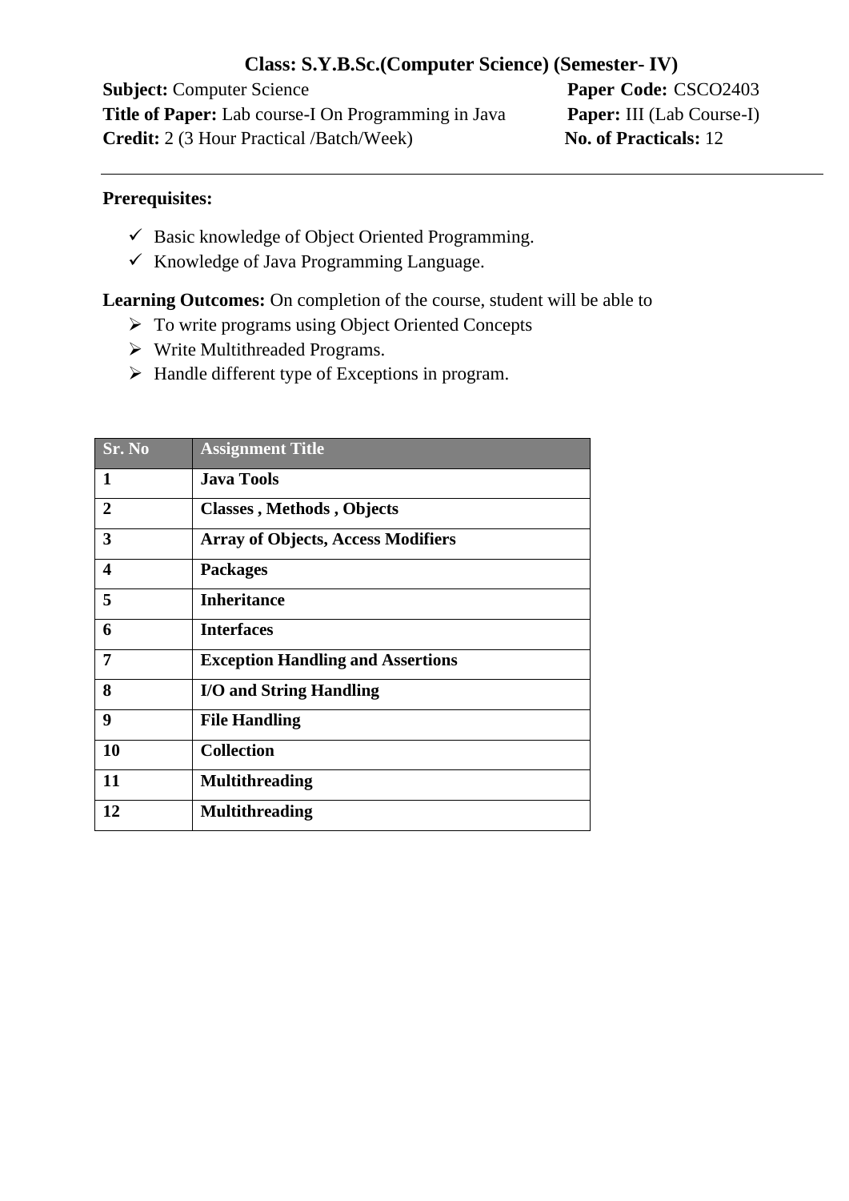## Class: S.Y.B.Sc.(Computer Science) (Semester- IV)

**Subject:** Computer Science **Paper Code:** CSCO2403

**Title of Paper:** Lab course-I On Programming in Java **Paper:** III (Lab Course-I)

**Credit:** 2 (3 Hour Practical /Batch/Week) **No. of Practicals:** 12

---

**Prerequisites:**

- ✓ Basic knowledge of Object Oriented Programming.
- ✓ Knowledge of Java Programming Language.

**Learning Outcomes:** On completion of the course, student will be able to

- ➢ To write programs using Object Oriented Concepts
- ➢ Write Multithreaded Programs.
- ➢ Handle different type of Exceptions in program.

| Sr. No | Assignment Title |
|---|---|
| **1** | **Java Tools** |
| **2** | **Classes , Methods , Objects** |
| **3** | **Array of Objects, Access Modifiers** |
| **4** | **Packages** |
| **5** | **Inheritance** |
| **6** | **Interfaces** |
| **7** | **Exception Handling and Assertions** |
| **8** | **I/O and String Handling** |
| **9** | **File Handling** |
| **10** | **Collection** |
| **11** | **Multithreading** |
| **12** | **Multithreading** |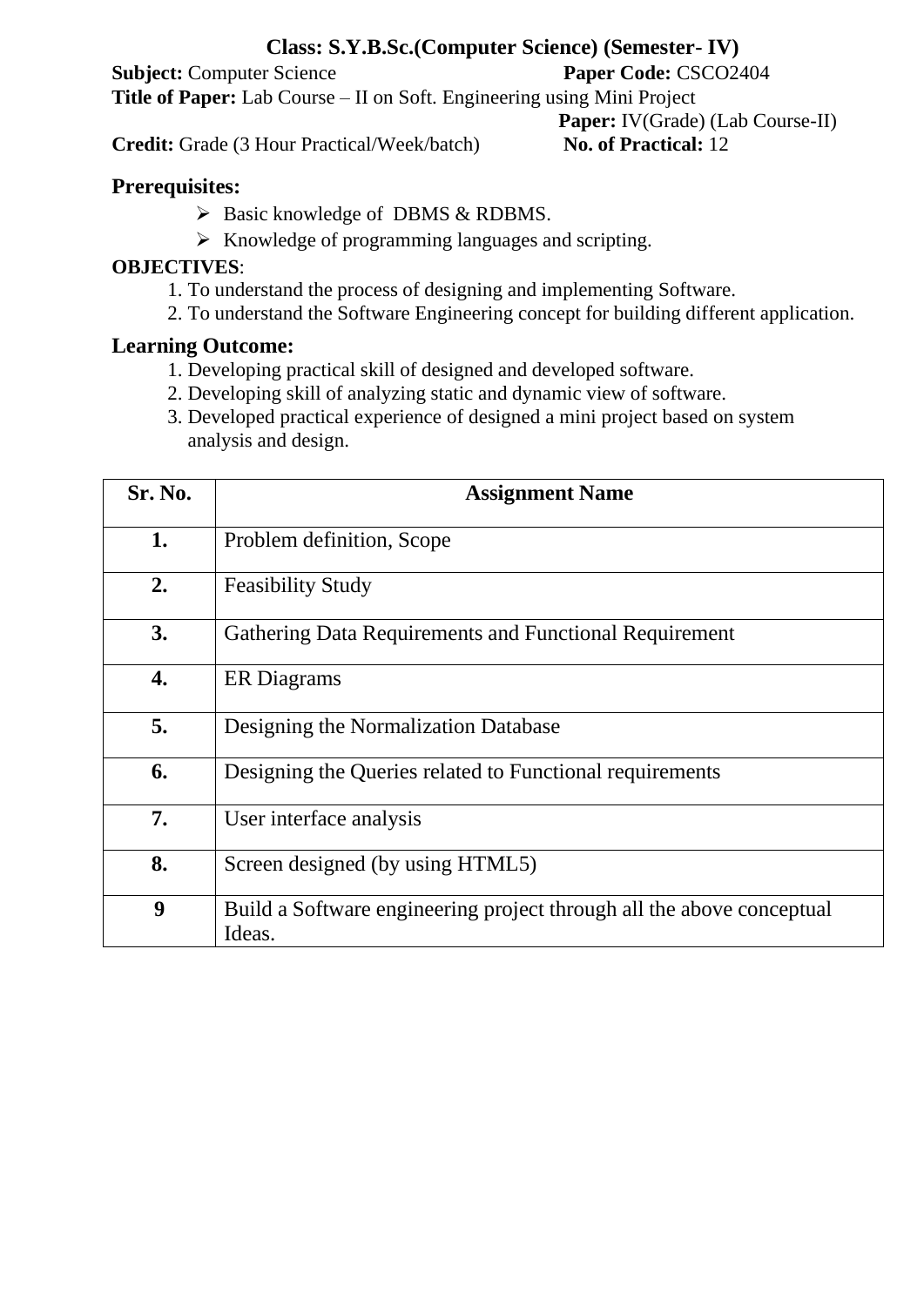**Class: S.Y.B.Sc.(Computer Science) (Semester- IV)**

**Subject:** Computer Science **Paper Code:** CSCO2404

**Title of Paper:** Lab Course – II on Soft. Engineering using Mini Project

**Paper:** IV(Grade) (Lab Course-II)

**Credit:** Grade (3 Hour Practical/Week/batch) **No. of Practical:** 12

## Prerequisites:

- Basic knowledge of DBMS & RDBMS.
- Knowledge of programming languages and scripting.

**OBJECTIVES**:

1. To understand the process of designing and implementing Software.
2. To understand the Software Engineering concept for building different application.

## Learning Outcome:

1. Developing practical skill of designed and developed software.
2. Developing skill of analyzing static and dynamic view of software.
3. Developed practical experience of designed a mini project based on system analysis and design.

| Sr. No. | Assignment Name |
|---|---|
| 1. | Problem definition, Scope |
| 2. | Feasibility Study |
| 3. | Gathering Data Requirements and Functional Requirement |
| 4. | ER Diagrams |
| 5. | Designing the Normalization Database |
| 6. | Designing the Queries related to Functional requirements |
| 7. | User interface analysis |
| 8. | Screen designed (by using HTML5) |
| 9 | Build a Software engineering project through all the above conceptual Ideas. |